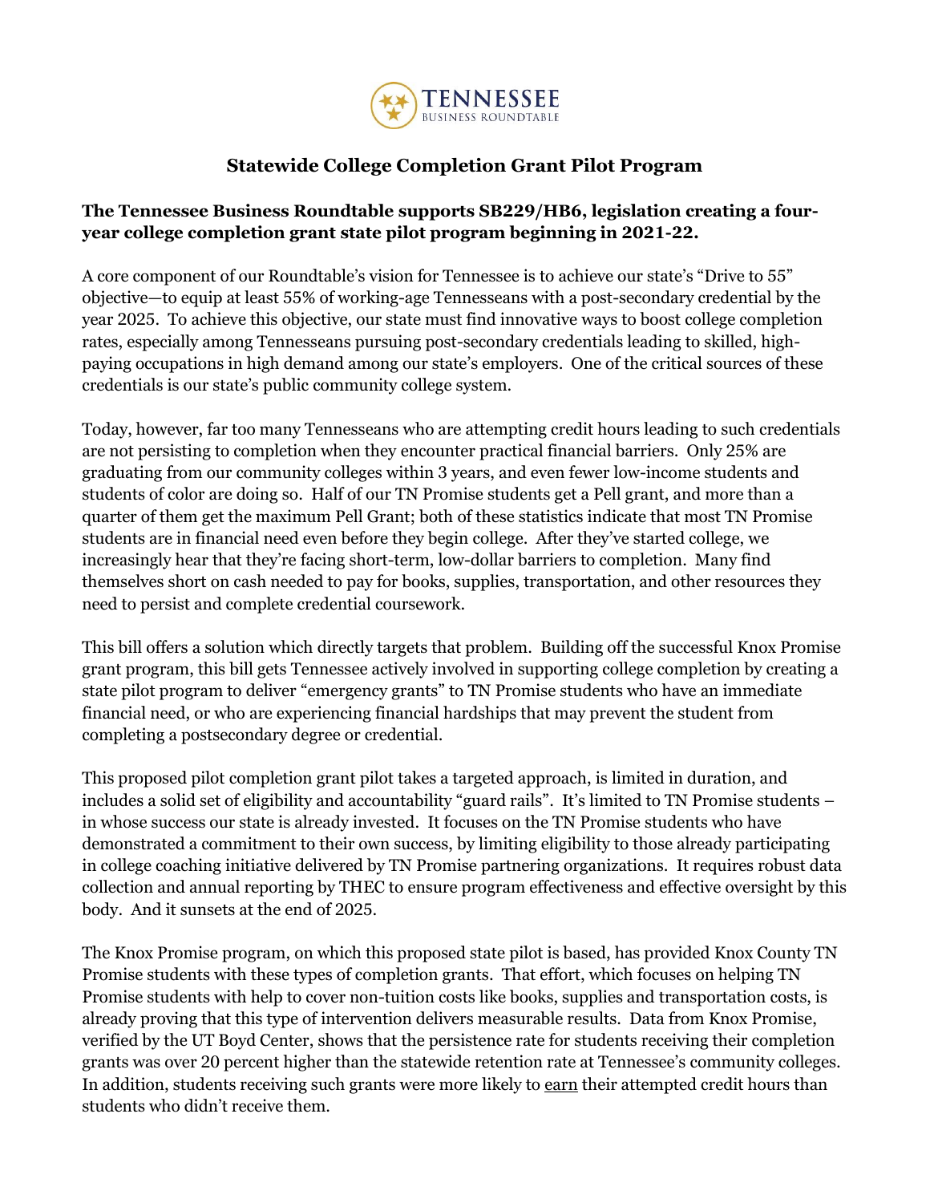# Statewide College Completion Grant Pilot Program

**The Tennessee Business Roundtable supports SB229/HB6, legislation creating a four-year college completion grant state pilot program beginning in 2021-22.**

A core component of our Roundtable's vision for Tennessee is to achieve our state's "Drive to 55" objective—to equip at least 55% of working-age Tennesseans with a post-secondary credential by the year 2025. To achieve this objective, our state must find innovative ways to boost college completion rates, especially among Tennesseans pursuing post-secondary credentials leading to skilled, high-paying occupations in high demand among our state's employers. One of the critical sources of these credentials is our state's public community college system.

Today, however, far too many Tennesseans who are attempting credit hours leading to such credentials are not persisting to completion when they encounter practical financial barriers. Only 25% are graduating from our community colleges within 3 years, and even fewer low-income students and students of color are doing so. Half of our TN Promise students get a Pell grant, and more than a quarter of them get the maximum Pell Grant; both of these statistics indicate that most TN Promise students are in financial need even before they begin college. After they've started college, we increasingly hear that they're facing short-term, low-dollar barriers to completion. Many find themselves short on cash needed to pay for books, supplies, transportation, and other resources they need to persist and complete credential coursework.

This bill offers a solution which directly targets that problem. Building off the successful Knox Promise grant program, this bill gets Tennessee actively involved in supporting college completion by creating a state pilot program to deliver "emergency grants" to TN Promise students who have an immediate financial need, or who are experiencing financial hardships that may prevent the student from completing a postsecondary degree or credential.

This proposed pilot completion grant pilot takes a targeted approach, is limited in duration, and includes a solid set of eligibility and accountability "guard rails". It's limited to TN Promise students – in whose success our state is already invested. It focuses on the TN Promise students who have demonstrated a commitment to their own success, by limiting eligibility to those already participating in college coaching initiative delivered by TN Promise partnering organizations. It requires robust data collection and annual reporting by THEC to ensure program effectiveness and effective oversight by this body. And it sunsets at the end of 2025.

The Knox Promise program, on which this proposed state pilot is based, has provided Knox County TN Promise students with these types of completion grants. That effort, which focuses on helping TN Promise students with help to cover non-tuition costs like books, supplies and transportation costs, is already proving that this type of intervention delivers measurable results. Data from Knox Promise, verified by the UT Boyd Center, shows that the persistence rate for students receiving their completion grants was over 20 percent higher than the statewide retention rate at Tennessee's community colleges. In addition, students receiving such grants were more likely to <u>earn</u> their attempted credit hours than students who didn't receive them.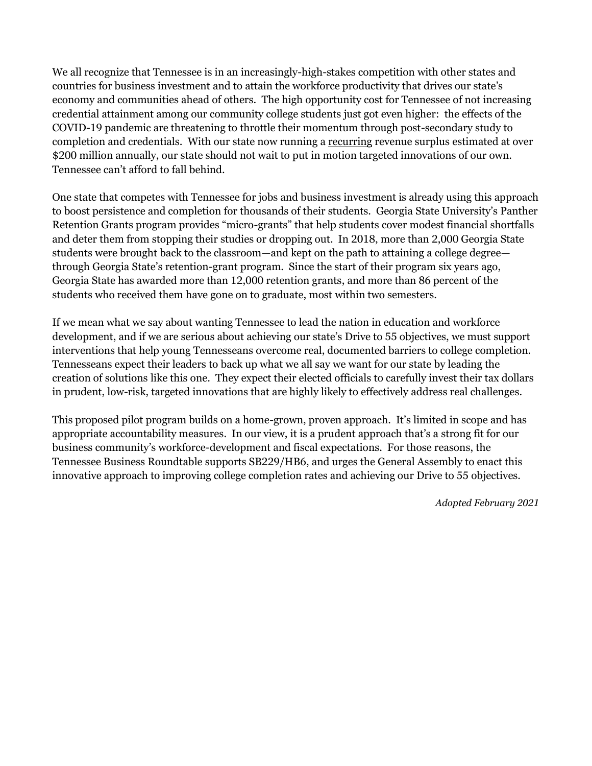We all recognize that Tennessee is in an increasingly-high-stakes competition with other states and countries for business investment and to attain the workforce productivity that drives our state's economy and communities ahead of others. The high opportunity cost for Tennessee of not increasing credential attainment among our community college students just got even higher: the effects of the COVID-19 pandemic are threatening to throttle their momentum through post-secondary study to completion and credentials. With our state now running a recurring revenue surplus estimated at over $200 million annually, our state should not wait to put in motion targeted innovations of our own. Tennessee can't afford to fall behind.

One state that competes with Tennessee for jobs and business investment is already using this approach to boost persistence and completion for thousands of their students. Georgia State University's Panther Retention Grants program provides "micro-grants" that help students cover modest financial shortfalls and deter them from stopping their studies or dropping out. In 2018, more than 2,000 Georgia State students were brought back to the classroom—and kept on the path to attaining a college degree—through Georgia State's retention-grant program. Since the start of their program six years ago, Georgia State has awarded more than 12,000 retention grants, and more than 86 percent of the students who received them have gone on to graduate, most within two semesters.

If we mean what we say about wanting Tennessee to lead the nation in education and workforce development, and if we are serious about achieving our state's Drive to 55 objectives, we must support interventions that help young Tennesseans overcome real, documented barriers to college completion. Tennesseans expect their leaders to back up what we all say we want for our state by leading the creation of solutions like this one. They expect their elected officials to carefully invest their tax dollars in prudent, low-risk, targeted innovations that are highly likely to effectively address real challenges.

This proposed pilot program builds on a home-grown, proven approach. It's limited in scope and has appropriate accountability measures. In our view, it is a prudent approach that's a strong fit for our business community's workforce-development and fiscal expectations. For those reasons, the Tennessee Business Roundtable supports SB229/HB6, and urges the General Assembly to enact this innovative approach to improving college completion rates and achieving our Drive to 55 objectives.

*Adopted February 2021*